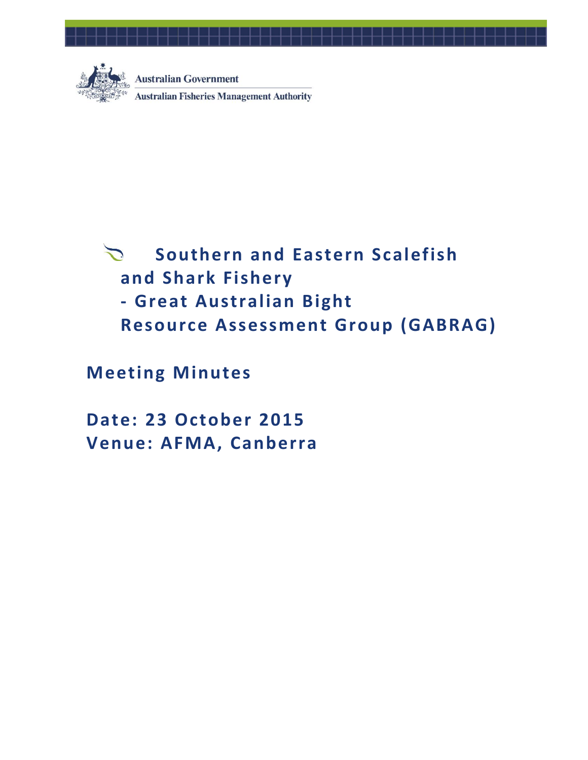Australian Government

Australian Fisheries Management Authority

# Southern and Eastern Scalefish and Shark Fishery - Great Australian Bight Resource Assessment Group (GABRAG)

## Meeting Minutes

**Date: 23 October 2015**

**Venue: AFMA, Canberra**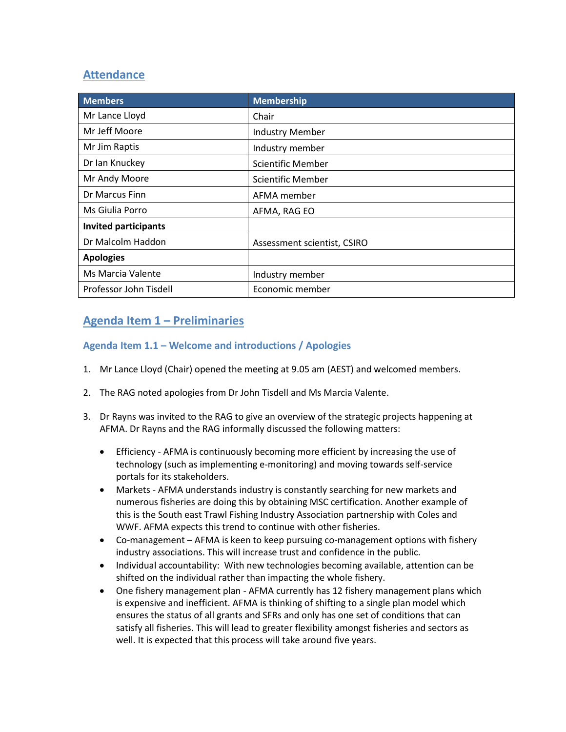## Attendance

| Members | Membership |
|---|---|
| Mr Lance Lloyd | Chair |
| Mr Jeff Moore | Industry Member |
| Mr Jim Raptis | Industry member |
| Dr Ian Knuckey | Scientific Member |
| Mr Andy Moore | Scientific Member |
| Dr Marcus Finn | AFMA member |
| Ms Giulia Porro | AFMA, RAG EO |
| **Invited participants** | |
| Dr Malcolm Haddon | Assessment scientist, CSIRO |
| **Apologies** | |
| Ms Marcia Valente | Industry member |
| Professor John Tisdell | Economic member |

## Agenda Item 1 – Preliminaries

### Agenda Item 1.1 – Welcome and introductions / Apologies

1. Mr Lance Lloyd (Chair) opened the meeting at 9.05 am (AEST) and welcomed members.

2. The RAG noted apologies from Dr John Tisdell and Ms Marcia Valente.

3. Dr Rayns was invited to the RAG to give an overview of the strategic projects happening at AFMA. Dr Rayns and the RAG informally discussed the following matters:

   - Efficiency - AFMA is continuously becoming more efficient by increasing the use of technology (such as implementing e-monitoring) and moving towards self-service portals for its stakeholders.
   - Markets - AFMA understands industry is constantly searching for new markets and numerous fisheries are doing this by obtaining MSC certification. Another example of this is the South east Trawl Fishing Industry Association partnership with Coles and WWF. AFMA expects this trend to continue with other fisheries.
   - Co-management – AFMA is keen to keep pursuing co-management options with fishery industry associations. This will increase trust and confidence in the public.
   - Individual accountability: With new technologies becoming available, attention can be shifted on the individual rather than impacting the whole fishery.
   - One fishery management plan - AFMA currently has 12 fishery management plans which is expensive and inefficient. AFMA is thinking of shifting to a single plan model which ensures the status of all grants and SFRs and only has one set of conditions that can satisfy all fisheries. This will lead to greater flexibility amongst fisheries and sectors as well. It is expected that this process will take around five years.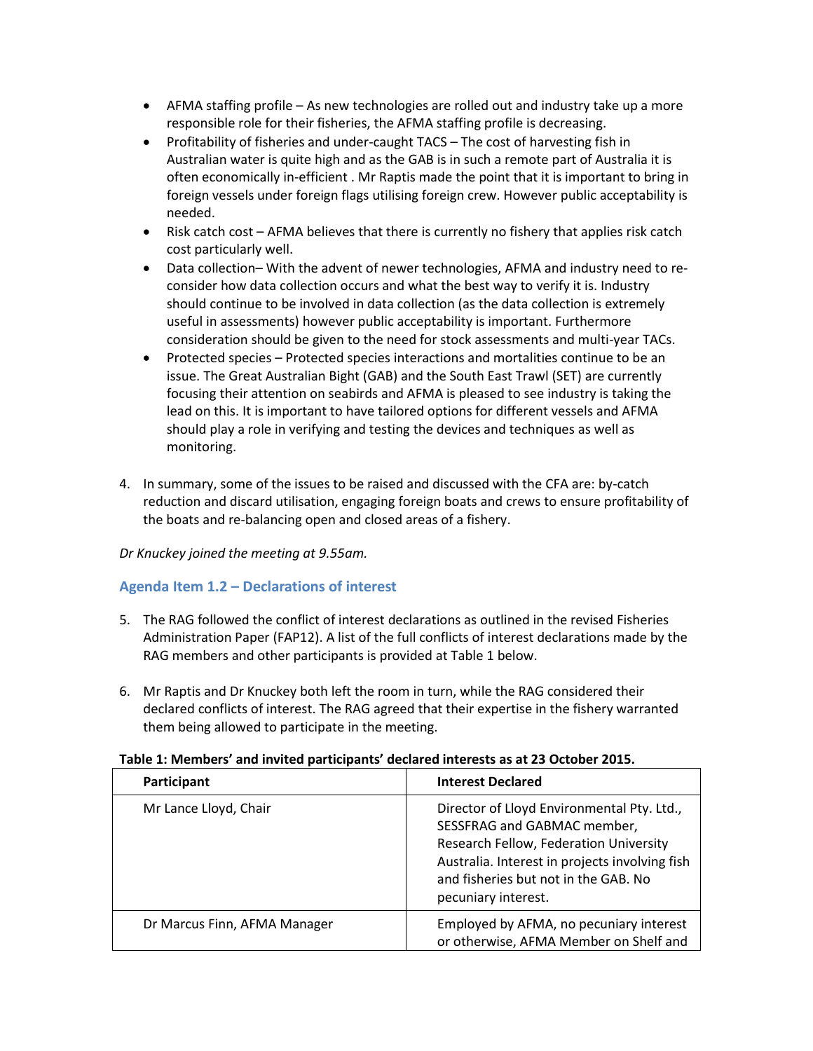- AFMA staffing profile – As new technologies are rolled out and industry take up a more responsible role for their fisheries, the AFMA staffing profile is decreasing.
- Profitability of fisheries and under-caught TACS – The cost of harvesting fish in Australian water is quite high and as the GAB is in such a remote part of Australia it is often economically in-efficient . Mr Raptis made the point that it is important to bring in foreign vessels under foreign flags utilising foreign crew. However public acceptability is needed.
- Risk catch cost – AFMA believes that there is currently no fishery that applies risk catch cost particularly well.
- Data collection– With the advent of newer technologies, AFMA and industry need to re-consider how data collection occurs and what the best way to verify it is. Industry should continue to be involved in data collection (as the data collection is extremely useful in assessments) however public acceptability is important. Furthermore consideration should be given to the need for stock assessments and multi-year TACs.
- Protected species – Protected species interactions and mortalities continue to be an issue. The Great Australian Bight (GAB) and the South East Trawl (SET) are currently focusing their attention on seabirds and AFMA is pleased to see industry is taking the lead on this. It is important to have tailored options for different vessels and AFMA should play a role in verifying and testing the devices and techniques as well as monitoring.

4. In summary, some of the issues to be raised and discussed with the CFA are: by-catch reduction and discard utilisation, engaging foreign boats and crews to ensure profitability of the boats and re-balancing open and closed areas of a fishery.

*Dr Knuckey joined the meeting at 9.55am.*

### Agenda Item 1.2 – Declarations of interest

5. The RAG followed the conflict of interest declarations as outlined in the revised Fisheries Administration Paper (FAP12). A list of the full conflicts of interest declarations made by the RAG members and other participants is provided at Table 1 below.

6. Mr Raptis and Dr Knuckey both left the room in turn, while the RAG considered their declared conflicts of interest. The RAG agreed that their expertise in the fishery warranted them being allowed to participate in the meeting.

**Table 1: Members' and invited participants' declared interests as at 23 October 2015.**

| Participant | Interest Declared |
| --- | --- |
| Mr Lance Lloyd, Chair | Director of Lloyd Environmental Pty. Ltd., SESSFRAG and GABMAC member, Research Fellow, Federation University Australia. Interest in projects involving fish and fisheries but not in the GAB. No pecuniary interest. |
| Dr Marcus Finn, AFMA Manager | Employed by AFMA, no pecuniary interest or otherwise, AFMA Member on Shelf and |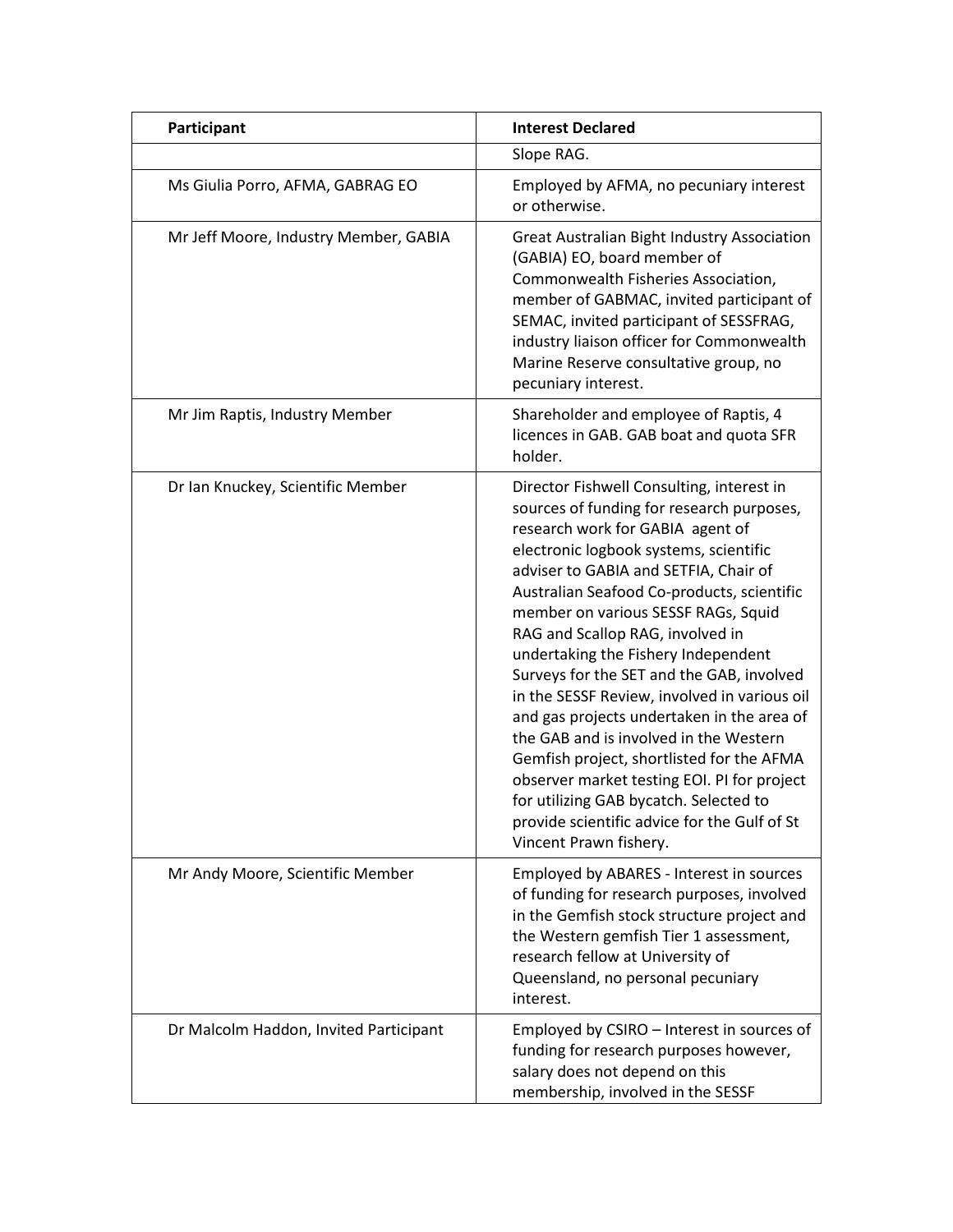| Participant | Interest Declared |
| --- | --- |
| | Slope RAG. |
| Ms Giulia Porro, AFMA, GABRAG EO | Employed by AFMA, no pecuniary interest or otherwise. |
| Mr Jeff Moore, Industry Member, GABIA | Great Australian Bight Industry Association (GABIA) EO, board member of Commonwealth Fisheries Association, member of GABMAC, invited participant of SEMAC, invited participant of SESSFRAG, industry liaison officer for Commonwealth Marine Reserve consultative group, no pecuniary interest. |
| Mr Jim Raptis, Industry Member | Shareholder and employee of Raptis, 4 licences in GAB. GAB boat and quota SFR holder. |
| Dr Ian Knuckey, Scientific Member | Director Fishwell Consulting, interest in sources of funding for research purposes, research work for GABIA agent of electronic logbook systems, scientific adviser to GABIA and SETFIA, Chair of Australian Seafood Co-products, scientific member on various SESSF RAGs, Squid RAG and Scallop RAG, involved in undertaking the Fishery Independent Surveys for the SET and the GAB, involved in the SESSF Review, involved in various oil and gas projects undertaken in the area of the GAB and is involved in the Western Gemfish project, shortlisted for the AFMA observer market testing EOI. PI for project for utilizing GAB bycatch. Selected to provide scientific advice for the Gulf of St Vincent Prawn fishery. |
| Mr Andy Moore, Scientific Member | Employed by ABARES - Interest in sources of funding for research purposes, involved in the Gemfish stock structure project and the Western gemfish Tier 1 assessment, research fellow at University of Queensland, no personal pecuniary interest. |
| Dr Malcolm Haddon, Invited Participant | Employed by CSIRO – Interest in sources of funding for research purposes however, salary does not depend on this membership, involved in the SESSF |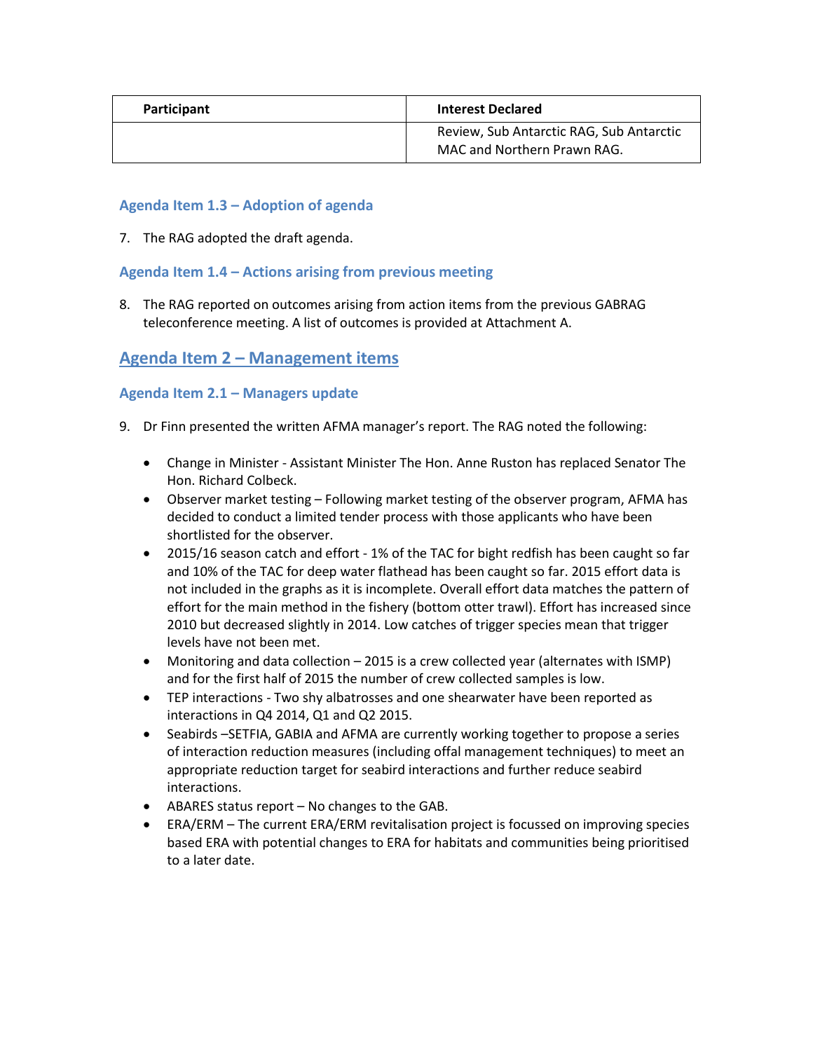| Participant | Interest Declared |
|---|---|
| | Review, Sub Antarctic RAG, Sub Antarctic MAC and Northern Prawn RAG. |

### Agenda Item 1.3 – Adoption of agenda

7. The RAG adopted the draft agenda.

### Agenda Item 1.4 – Actions arising from previous meeting

8. The RAG reported on outcomes arising from action items from the previous GABRAG teleconference meeting. A list of outcomes is provided at Attachment A.

## Agenda Item 2 – Management items

### Agenda Item 2.1 – Managers update

9. Dr Finn presented the written AFMA manager's report. The RAG noted the following:

   - Change in Minister - Assistant Minister The Hon. Anne Ruston has replaced Senator The Hon. Richard Colbeck.
   - Observer market testing – Following market testing of the observer program, AFMA has decided to conduct a limited tender process with those applicants who have been shortlisted for the observer.
   - 2015/16 season catch and effort - 1% of the TAC for bight redfish has been caught so far and 10% of the TAC for deep water flathead has been caught so far. 2015 effort data is not included in the graphs as it is incomplete. Overall effort data matches the pattern of effort for the main method in the fishery (bottom otter trawl). Effort has increased since 2010 but decreased slightly in 2014. Low catches of trigger species mean that trigger levels have not been met.
   - Monitoring and data collection – 2015 is a crew collected year (alternates with ISMP) and for the first half of 2015 the number of crew collected samples is low.
   - TEP interactions - Two shy albatrosses and one shearwater have been reported as interactions in Q4 2014, Q1 and Q2 2015.
   - Seabirds –SETFIA, GABIA and AFMA are currently working together to propose a series of interaction reduction measures (including offal management techniques) to meet an appropriate reduction target for seabird interactions and further reduce seabird interactions.
   - ABARES status report – No changes to the GAB.
   - ERA/ERM – The current ERA/ERM revitalisation project is focussed on improving species based ERA with potential changes to ERA for habitats and communities being prioritised to a later date.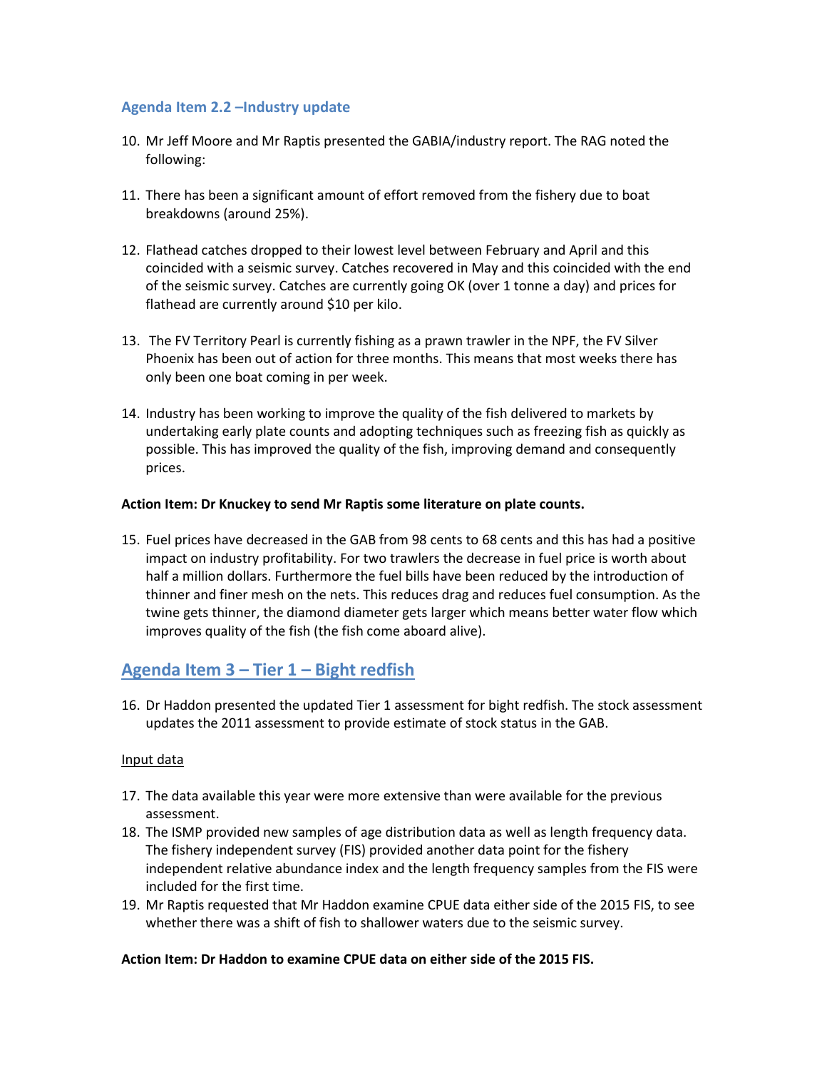### Agenda Item 2.2 –Industry update

10. Mr Jeff Moore and Mr Raptis presented the GABIA/industry report. The RAG noted the following:

11. There has been a significant amount of effort removed from the fishery due to boat breakdowns (around 25%).

12. Flathead catches dropped to their lowest level between February and April and this coincided with a seismic survey. Catches recovered in May and this coincided with the end of the seismic survey. Catches are currently going OK (over 1 tonne a day) and prices for flathead are currently around $10 per kilo.

13. The FV Territory Pearl is currently fishing as a prawn trawler in the NPF, the FV Silver Phoenix has been out of action for three months. This means that most weeks there has only been one boat coming in per week.

14. Industry has been working to improve the quality of the fish delivered to markets by undertaking early plate counts and adopting techniques such as freezing fish as quickly as possible. This has improved the quality of the fish, improving demand and consequently prices.

**Action Item: Dr Knuckey to send Mr Raptis some literature on plate counts.**

15. Fuel prices have decreased in the GAB from 98 cents to 68 cents and this has had a positive impact on industry profitability. For two trawlers the decrease in fuel price is worth about half a million dollars. Furthermore the fuel bills have been reduced by the introduction of thinner and finer mesh on the nets. This reduces drag and reduces fuel consumption. As the twine gets thinner, the diamond diameter gets larger which means better water flow which improves quality of the fish (the fish come aboard alive).

## Agenda Item 3 – Tier 1 – Bight redfish

16. Dr Haddon presented the updated Tier 1 assessment for bight redfish. The stock assessment updates the 2011 assessment to provide estimate of stock status in the GAB.

Input data

17. The data available this year were more extensive than were available for the previous assessment.
18. The ISMP provided new samples of age distribution data as well as length frequency data. The fishery independent survey (FIS) provided another data point for the fishery independent relative abundance index and the length frequency samples from the FIS were included for the first time.
19. Mr Raptis requested that Mr Haddon examine CPUE data either side of the 2015 FIS, to see whether there was a shift of fish to shallower waters due to the seismic survey.

**Action Item: Dr Haddon to examine CPUE data on either side of the 2015 FIS.**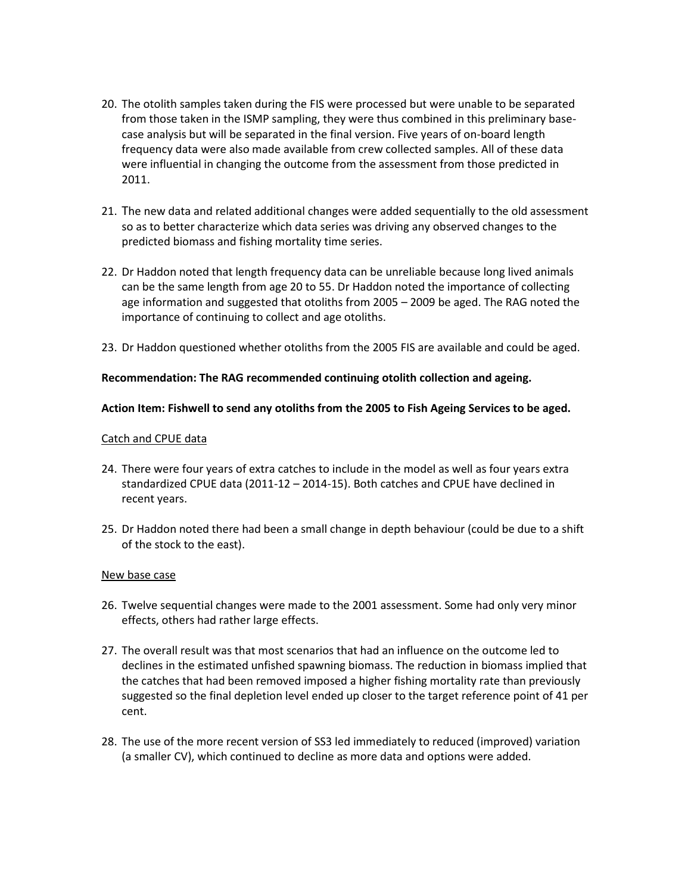20. The otolith samples taken during the FIS were processed but were unable to be separated from those taken in the ISMP sampling, they were thus combined in this preliminary base-case analysis but will be separated in the final version. Five years of on-board length frequency data were also made available from crew collected samples. All of these data were influential in changing the outcome from the assessment from those predicted in 2011.

21. The new data and related additional changes were added sequentially to the old assessment so as to better characterize which data series was driving any observed changes to the predicted biomass and fishing mortality time series.

22. Dr Haddon noted that length frequency data can be unreliable because long lived animals can be the same length from age 20 to 55. Dr Haddon noted the importance of collecting age information and suggested that otoliths from 2005 – 2009 be aged. The RAG noted the importance of continuing to collect and age otoliths.

23. Dr Haddon questioned whether otoliths from the 2005 FIS are available and could be aged.

**Recommendation: The RAG recommended continuing otolith collection and ageing.**

**Action Item: Fishwell to send any otoliths from the 2005 to Fish Ageing Services to be aged.**

<u>Catch and CPUE data</u>

24. There were four years of extra catches to include in the model as well as four years extra standardized CPUE data (2011-12 – 2014-15). Both catches and CPUE have declined in recent years.

25. Dr Haddon noted there had been a small change in depth behaviour (could be due to a shift of the stock to the east).

<u>New base case</u>

26. Twelve sequential changes were made to the 2001 assessment. Some had only very minor effects, others had rather large effects.

27. The overall result was that most scenarios that had an influence on the outcome led to declines in the estimated unfished spawning biomass. The reduction in biomass implied that the catches that had been removed imposed a higher fishing mortality rate than previously suggested so the final depletion level ended up closer to the target reference point of 41 per cent.

28. The use of the more recent version of SS3 led immediately to reduced (improved) variation (a smaller CV), which continued to decline as more data and options were added.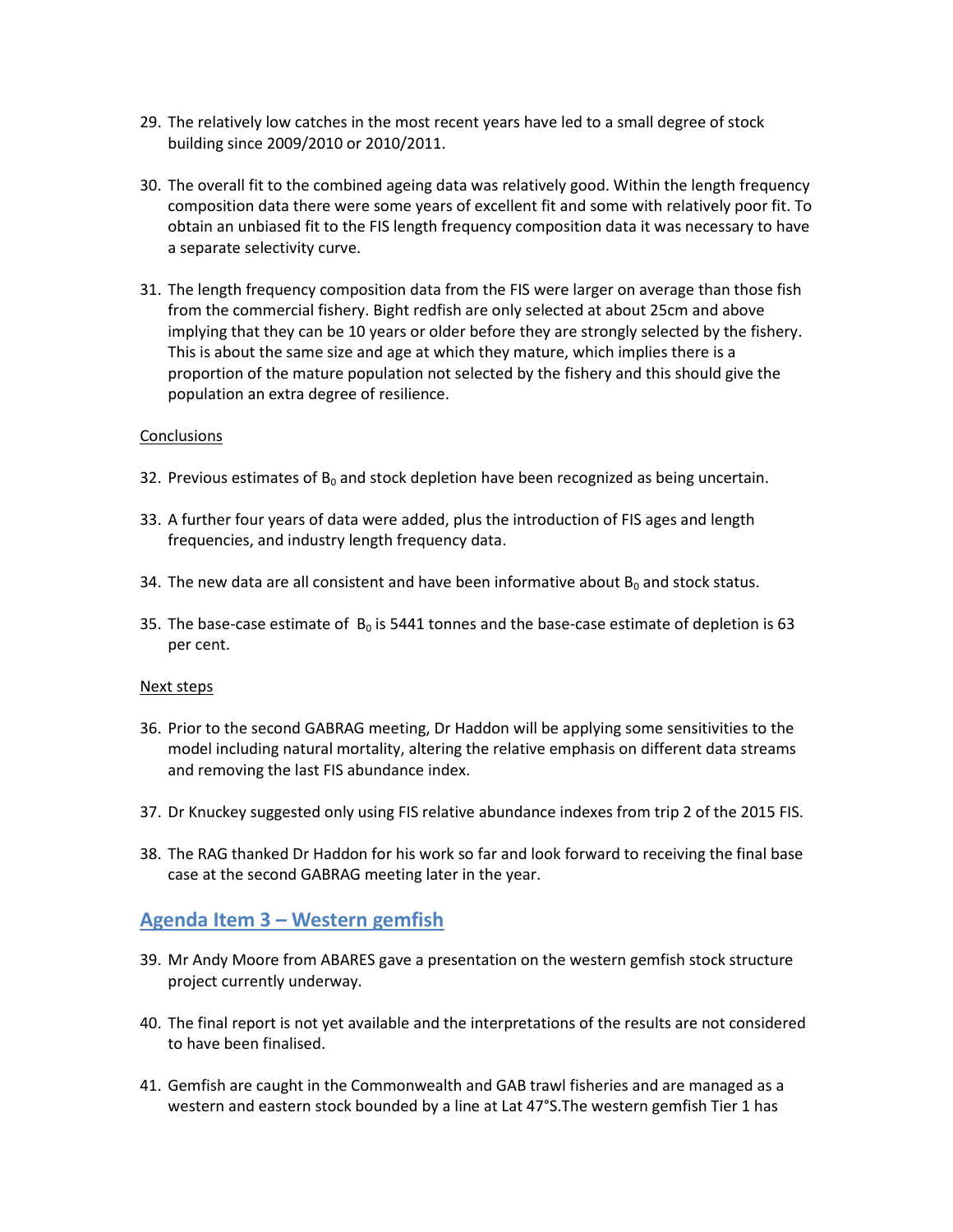29. The relatively low catches in the most recent years have led to a small degree of stock building since 2009/2010 or 2010/2011.

30. The overall fit to the combined ageing data was relatively good. Within the length frequency composition data there were some years of excellent fit and some with relatively poor fit. To obtain an unbiased fit to the FIS length frequency composition data it was necessary to have a separate selectivity curve.

31. The length frequency composition data from the FIS were larger on average than those fish from the commercial fishery. Bight redfish are only selected at about 25cm and above implying that they can be 10 years or older before they are strongly selected by the fishery. This is about the same size and age at which they mature, which implies there is a proportion of the mature population not selected by the fishery and this should give the population an extra degree of resilience.

<u>Conclusions</u>

32. Previous estimates of $B_0$ and stock depletion have been recognized as being uncertain.

33. A further four years of data were added, plus the introduction of FIS ages and length frequencies, and industry length frequency data.

34. The new data are all consistent and have been informative about $B_0$ and stock status.

35. The base-case estimate of $B_0$ is 5441 tonnes and the base-case estimate of depletion is 63 per cent.

<u>Next steps</u>

36. Prior to the second GABRAG meeting, Dr Haddon will be applying some sensitivities to the model including natural mortality, altering the relative emphasis on different data streams and removing the last FIS abundance index.

37. Dr Knuckey suggested only using FIS relative abundance indexes from trip 2 of the 2015 FIS.

38. The RAG thanked Dr Haddon for his work so far and look forward to receiving the final base case at the second GABRAG meeting later in the year.

## Agenda Item 3 – Western gemfish

39. Mr Andy Moore from ABARES gave a presentation on the western gemfish stock structure project currently underway.

40. The final report is not yet available and the interpretations of the results are not considered to have been finalised.

41. Gemfish are caught in the Commonwealth and GAB trawl fisheries and are managed as a western and eastern stock bounded by a line at Lat 47°S.The western gemfish Tier 1 has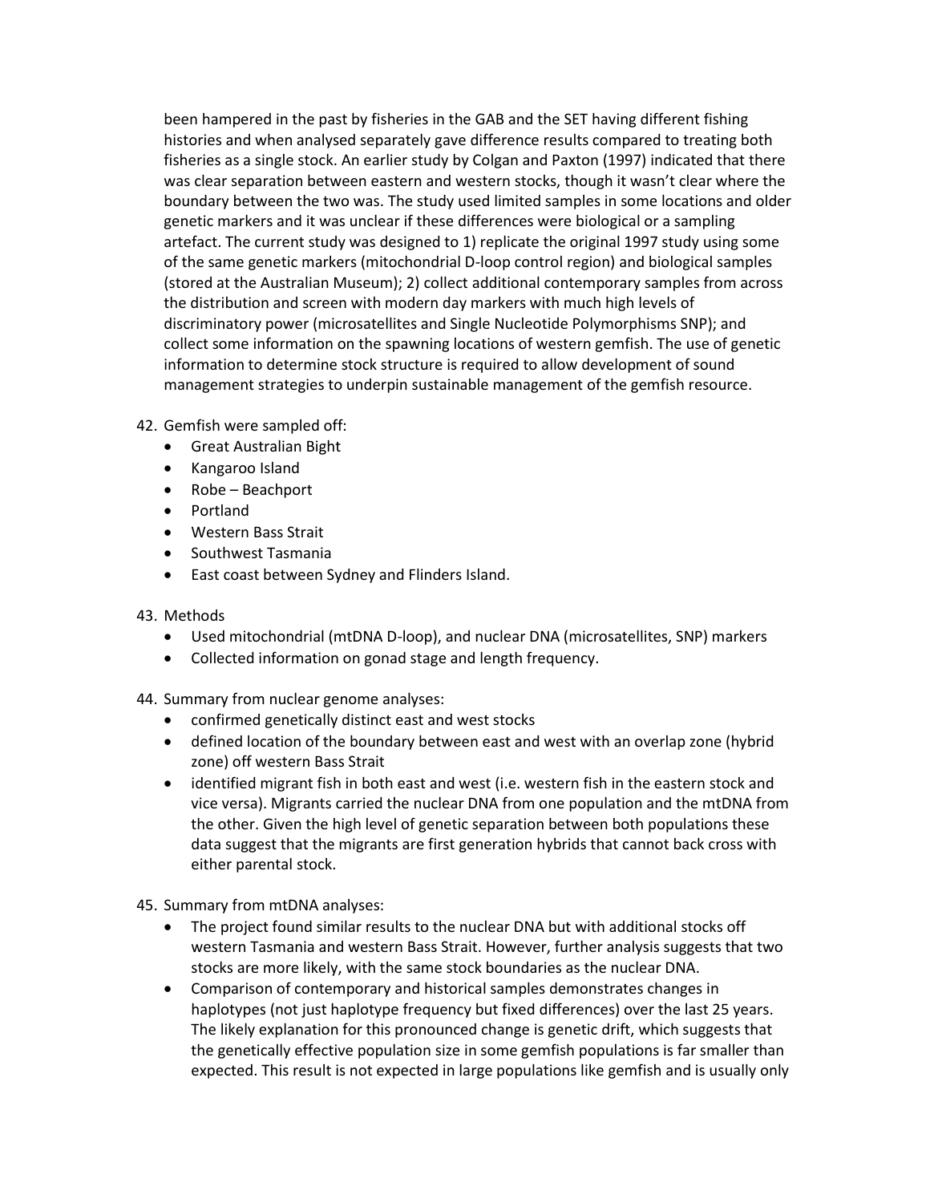been hampered in the past by fisheries in the GAB and the SET having different fishing histories and when analysed separately gave difference results compared to treating both fisheries as a single stock. An earlier study by Colgan and Paxton (1997) indicated that there was clear separation between eastern and western stocks, though it wasn't clear where the boundary between the two was. The study used limited samples in some locations and older genetic markers and it was unclear if these differences were biological or a sampling artefact. The current study was designed to 1) replicate the original 1997 study using some of the same genetic markers (mitochondrial D-loop control region) and biological samples (stored at the Australian Museum); 2) collect additional contemporary samples from across the distribution and screen with modern day markers with much high levels of discriminatory power (microsatellites and Single Nucleotide Polymorphisms SNP); and collect some information on the spawning locations of western gemfish. The use of genetic information to determine stock structure is required to allow development of sound management strategies to underpin sustainable management of the gemfish resource.

42. Gemfish were sampled off:
    - Great Australian Bight
    - Kangaroo Island
    - Robe – Beachport
    - Portland
    - Western Bass Strait
    - Southwest Tasmania
    - East coast between Sydney and Flinders Island.

43. Methods
    - Used mitochondrial (mtDNA D-loop), and nuclear DNA (microsatellites, SNP) markers
    - Collected information on gonad stage and length frequency.

44. Summary from nuclear genome analyses:
    - confirmed genetically distinct east and west stocks
    - defined location of the boundary between east and west with an overlap zone (hybrid zone) off western Bass Strait
    - identified migrant fish in both east and west (i.e. western fish in the eastern stock and vice versa). Migrants carried the nuclear DNA from one population and the mtDNA from the other. Given the high level of genetic separation between both populations these data suggest that the migrants are first generation hybrids that cannot back cross with either parental stock.

45. Summary from mtDNA analyses:
    - The project found similar results to the nuclear DNA but with additional stocks off western Tasmania and western Bass Strait. However, further analysis suggests that two stocks are more likely, with the same stock boundaries as the nuclear DNA.
    - Comparison of contemporary and historical samples demonstrates changes in haplotypes (not just haplotype frequency but fixed differences) over the last 25 years. The likely explanation for this pronounced change is genetic drift, which suggests that the genetically effective population size in some gemfish populations is far smaller than expected. This result is not expected in large populations like gemfish and is usually only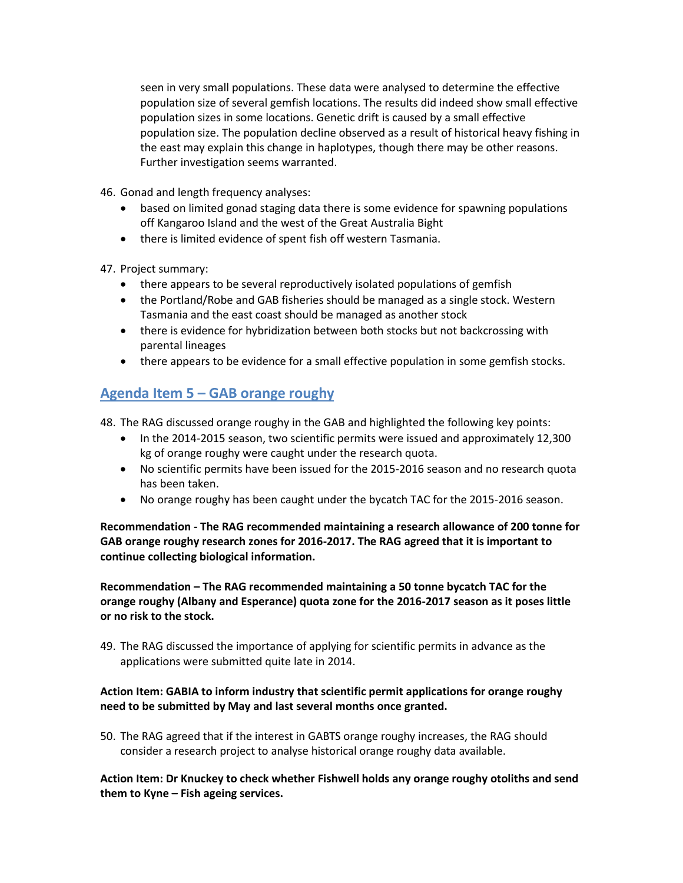seen in very small populations. These data were analysed to determine the effective population size of several gemfish locations. The results did indeed show small effective population sizes in some locations. Genetic drift is caused by a small effective population size. The population decline observed as a result of historical heavy fishing in the east may explain this change in haplotypes, though there may be other reasons. Further investigation seems warranted.

46. Gonad and length frequency analyses:
    - based on limited gonad staging data there is some evidence for spawning populations off Kangaroo Island and the west of the Great Australia Bight
    - there is limited evidence of spent fish off western Tasmania.

47. Project summary:
    - there appears to be several reproductively isolated populations of gemfish
    - the Portland/Robe and GAB fisheries should be managed as a single stock. Western Tasmania and the east coast should be managed as another stock
    - there is evidence for hybridization between both stocks but not backcrossing with parental lineages
    - there appears to be evidence for a small effective population in some gemfish stocks.

## Agenda Item 5 – GAB orange roughy

48. The RAG discussed orange roughy in the GAB and highlighted the following key points:
    - In the 2014-2015 season, two scientific permits were issued and approximately 12,300 kg of orange roughy were caught under the research quota.
    - No scientific permits have been issued for the 2015-2016 season and no research quota has been taken.
    - No orange roughy has been caught under the bycatch TAC for the 2015-2016 season.

**Recommendation - The RAG recommended maintaining a research allowance of 200 tonne for GAB orange roughy research zones for 2016-2017. The RAG agreed that it is important to continue collecting biological information.**

**Recommendation – The RAG recommended maintaining a 50 tonne bycatch TAC for the orange roughy (Albany and Esperance) quota zone for the 2016-2017 season as it poses little or no risk to the stock.**

49. The RAG discussed the importance of applying for scientific permits in advance as the applications were submitted quite late in 2014.

**Action Item: GABIA to inform industry that scientific permit applications for orange roughy need to be submitted by May and last several months once granted.**

50. The RAG agreed that if the interest in GABTS orange roughy increases, the RAG should consider a research project to analyse historical orange roughy data available.

**Action Item: Dr Knuckey to check whether Fishwell holds any orange roughy otoliths and send them to Kyne – Fish ageing services.**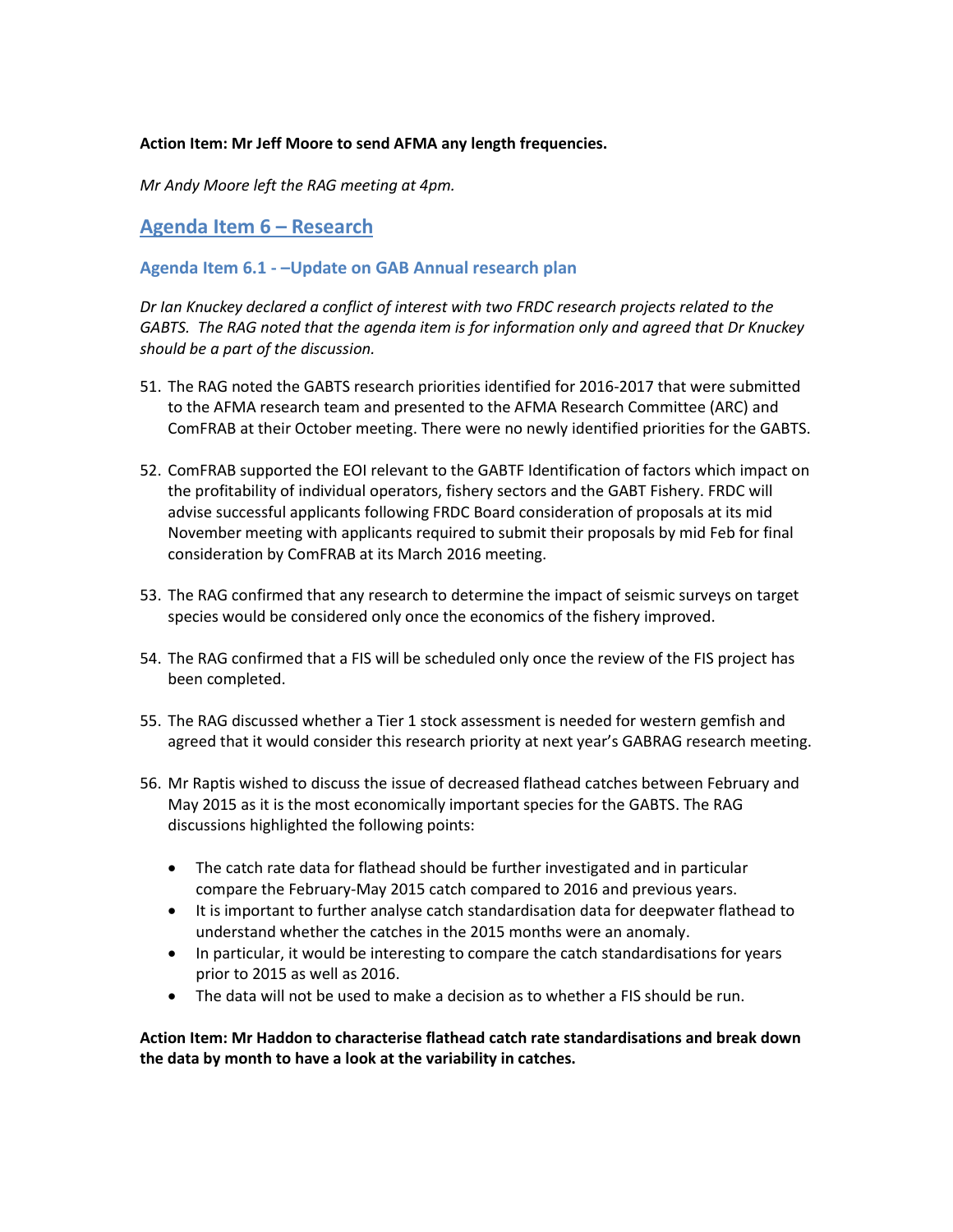**Action Item: Mr Jeff Moore to send AFMA any length frequencies.**

*Mr Andy Moore left the RAG meeting at 4pm.*

## Agenda Item 6 – Research

### Agenda Item 6.1 - –Update on GAB Annual research plan

*Dr Ian Knuckey declared a conflict of interest with two FRDC research projects related to the GABTS. The RAG noted that the agenda item is for information only and agreed that Dr Knuckey should be a part of the discussion.*

51. The RAG noted the GABTS research priorities identified for 2016-2017 that were submitted to the AFMA research team and presented to the AFMA Research Committee (ARC) and ComFRAB at their October meeting. There were no newly identified priorities for the GABTS.

52. ComFRAB supported the EOI relevant to the GABTF Identification of factors which impact on the profitability of individual operators, fishery sectors and the GABT Fishery. FRDC will advise successful applicants following FRDC Board consideration of proposals at its mid November meeting with applicants required to submit their proposals by mid Feb for final consideration by ComFRAB at its March 2016 meeting.

53. The RAG confirmed that any research to determine the impact of seismic surveys on target species would be considered only once the economics of the fishery improved.

54. The RAG confirmed that a FIS will be scheduled only once the review of the FIS project has been completed.

55. The RAG discussed whether a Tier 1 stock assessment is needed for western gemfish and agreed that it would consider this research priority at next year's GABRAG research meeting.

56. Mr Raptis wished to discuss the issue of decreased flathead catches between February and May 2015 as it is the most economically important species for the GABTS. The RAG discussions highlighted the following points:

    - The catch rate data for flathead should be further investigated and in particular compare the February-May 2015 catch compared to 2016 and previous years.
    - It is important to further analyse catch standardisation data for deepwater flathead to understand whether the catches in the 2015 months were an anomaly.
    - In particular, it would be interesting to compare the catch standardisations for years prior to 2015 as well as 2016.
    - The data will not be used to make a decision as to whether a FIS should be run.

**Action Item: Mr Haddon to characterise flathead catch rate standardisations and break down the data by month to have a look at the variability in catches.**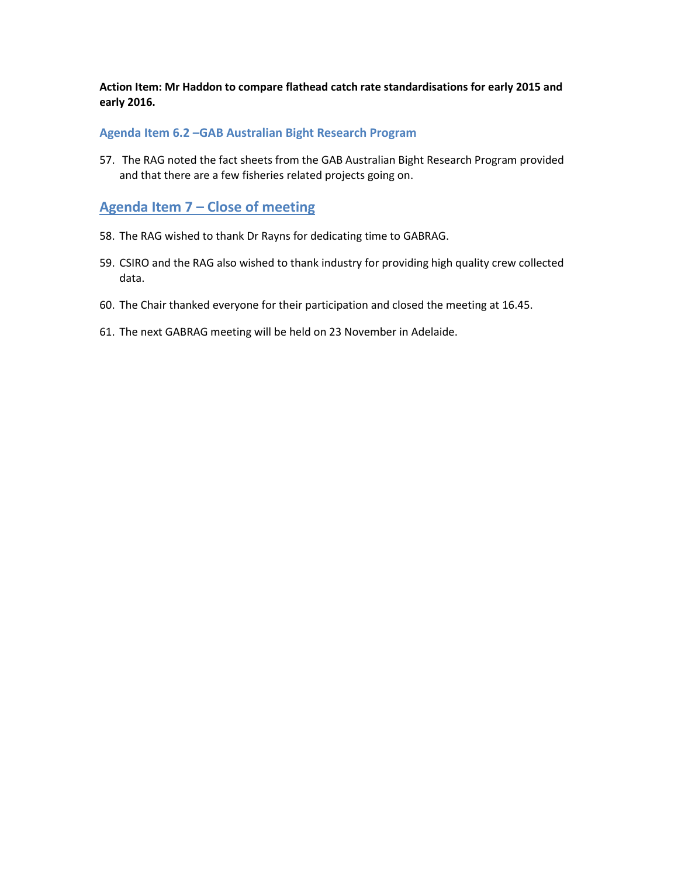**Action Item: Mr Haddon to compare flathead catch rate standardisations for early 2015 and early 2016.**

### Agenda Item 6.2 –GAB Australian Bight Research Program

57. The RAG noted the fact sheets from the GAB Australian Bight Research Program provided and that there are a few fisheries related projects going on.

## Agenda Item 7 – Close of meeting

58. The RAG wished to thank Dr Rayns for dedicating time to GABRAG.

59. CSIRO and the RAG also wished to thank industry for providing high quality crew collected data.

60. The Chair thanked everyone for their participation and closed the meeting at 16.45.

61. The next GABRAG meeting will be held on 23 November in Adelaide.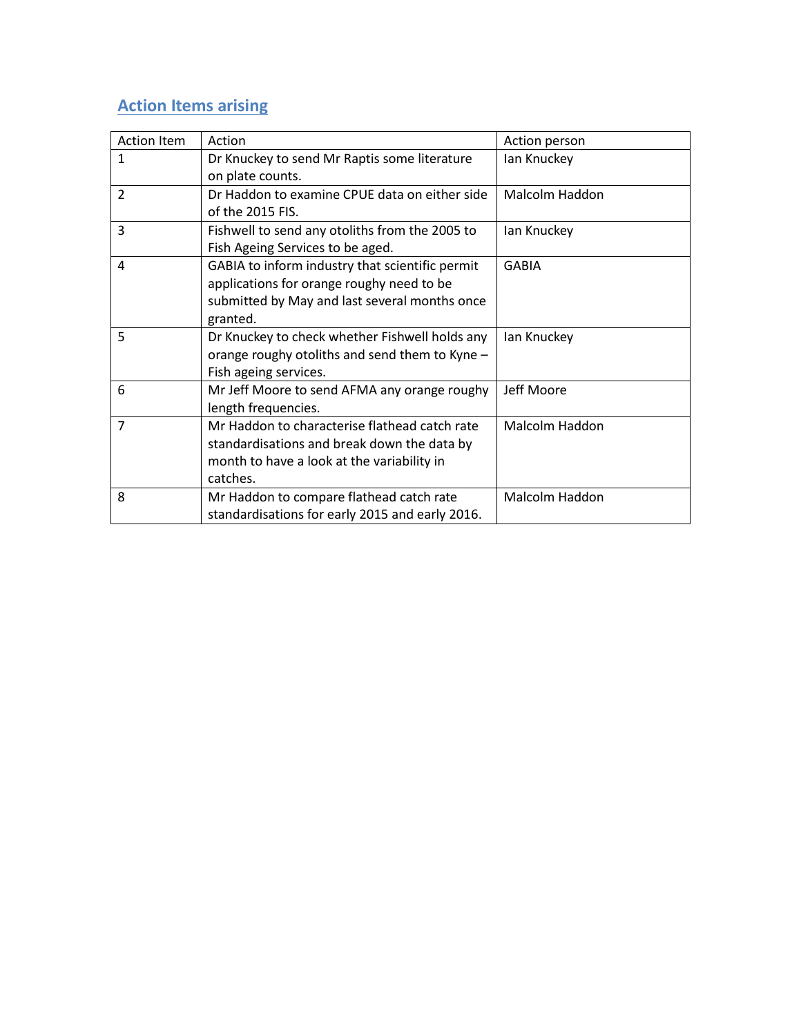## Action Items arising

| Action Item | Action | Action person |
|---|---|---|
| 1 | Dr Knuckey to send Mr Raptis some literature on plate counts. | Ian Knuckey |
| 2 | Dr Haddon to examine CPUE data on either side of the 2015 FIS. | Malcolm Haddon |
| 3 | Fishwell to send any otoliths from the 2005 to Fish Ageing Services to be aged. | Ian Knuckey |
| 4 | GABIA to inform industry that scientific permit applications for orange roughy need to be submitted by May and last several months once granted. | GABIA |
| 5 | Dr Knuckey to check whether Fishwell holds any orange roughy otoliths and send them to Kyne – Fish ageing services. | Ian Knuckey |
| 6 | Mr Jeff Moore to send AFMA any orange roughy length frequencies. | Jeff Moore |
| 7 | Mr Haddon to characterise flathead catch rate standardisations and break down the data by month to have a look at the variability in catches. | Malcolm Haddon |
| 8 | Mr Haddon to compare flathead catch rate standardisations for early 2015 and early 2016. | Malcolm Haddon |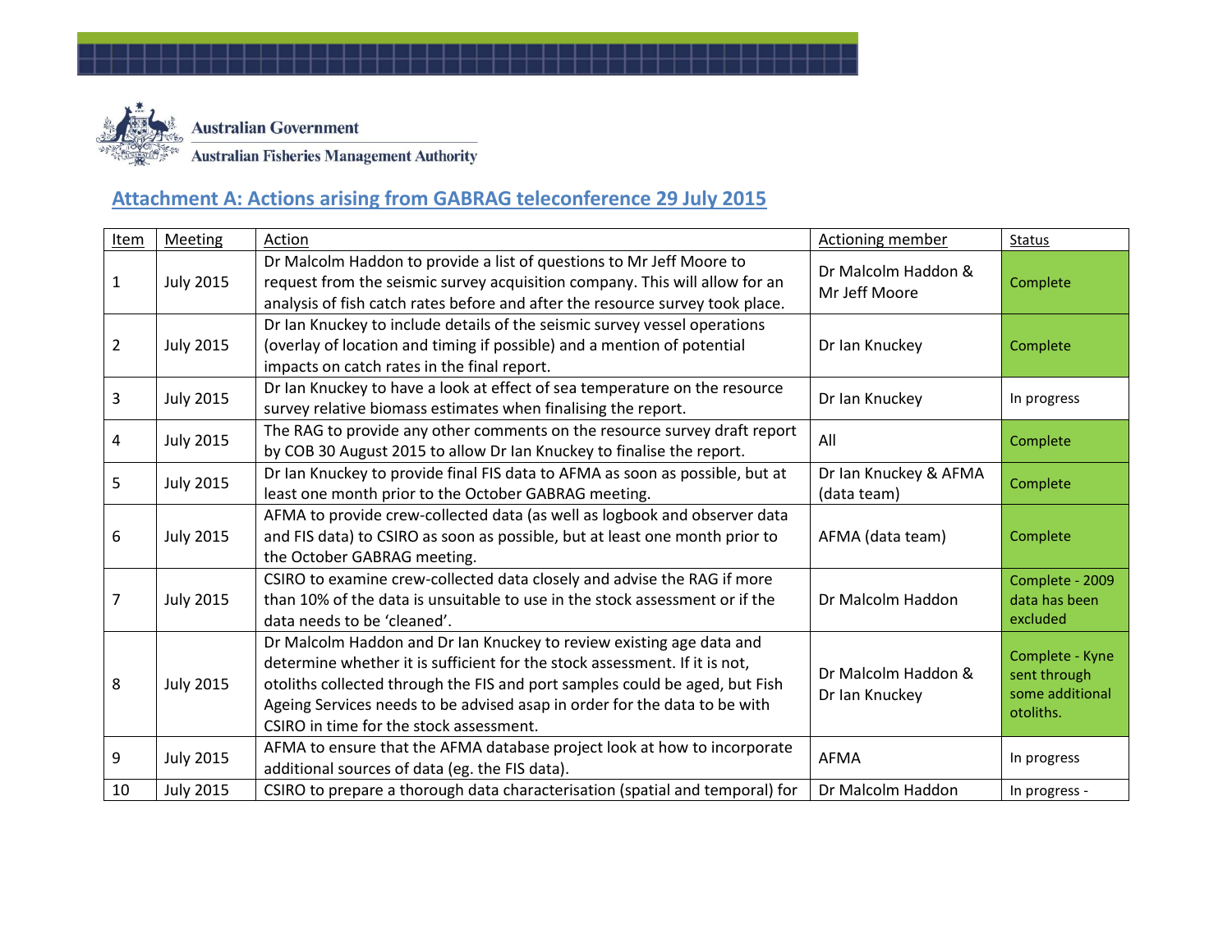Australian Government

Australian Fisheries Management Authority

## Attachment A: Actions arising from GABRAG teleconference 29 July 2015

| Item | Meeting | Action | Actioning member | Status |
|---|---|---|---|---|
| 1 | July 2015 | Dr Malcolm Haddon to provide a list of questions to Mr Jeff Moore to request from the seismic survey acquisition company. This will allow for an analysis of fish catch rates before and after the resource survey took place. | Dr Malcolm Haddon & Mr Jeff Moore | Complete |
| 2 | July 2015 | Dr Ian Knuckey to include details of the seismic survey vessel operations (overlay of location and timing if possible) and a mention of potential impacts on catch rates in the final report. | Dr Ian Knuckey | Complete |
| 3 | July 2015 | Dr Ian Knuckey to have a look at effect of sea temperature on the resource survey relative biomass estimates when finalising the report. | Dr Ian Knuckey | In progress |
| 4 | July 2015 | The RAG to provide any other comments on the resource survey draft report by COB 30 August 2015 to allow Dr Ian Knuckey to finalise the report. | All | Complete |
| 5 | July 2015 | Dr Ian Knuckey to provide final FIS data to AFMA as soon as possible, but at least one month prior to the October GABRAG meeting. | Dr Ian Knuckey & AFMA (data team) | Complete |
| 6 | July 2015 | AFMA to provide crew-collected data (as well as logbook and observer data and FIS data) to CSIRO as soon as possible, but at least one month prior to the October GABRAG meeting. | AFMA (data team) | Complete |
| 7 | July 2015 | CSIRO to examine crew-collected data closely and advise the RAG if more than 10% of the data is unsuitable to use in the stock assessment or if the data needs to be 'cleaned'. | Dr Malcolm Haddon | Complete - 2009 data has been excluded |
| 8 | July 2015 | Dr Malcolm Haddon and Dr Ian Knuckey to review existing age data and determine whether it is sufficient for the stock assessment. If it is not, otoliths collected through the FIS and port samples could be aged, but Fish Ageing Services needs to be advised asap in order for the data to be with CSIRO in time for the stock assessment. | Dr Malcolm Haddon & Dr Ian Knuckey | Complete - Kyne sent through some additional otoliths. |
| 9 | July 2015 | AFMA to ensure that the AFMA database project look at how to incorporate additional sources of data (eg. the FIS data). | AFMA | In progress |
| 10 | July 2015 | CSIRO to prepare a thorough data characterisation (spatial and temporal) for | Dr Malcolm Haddon | In progress - |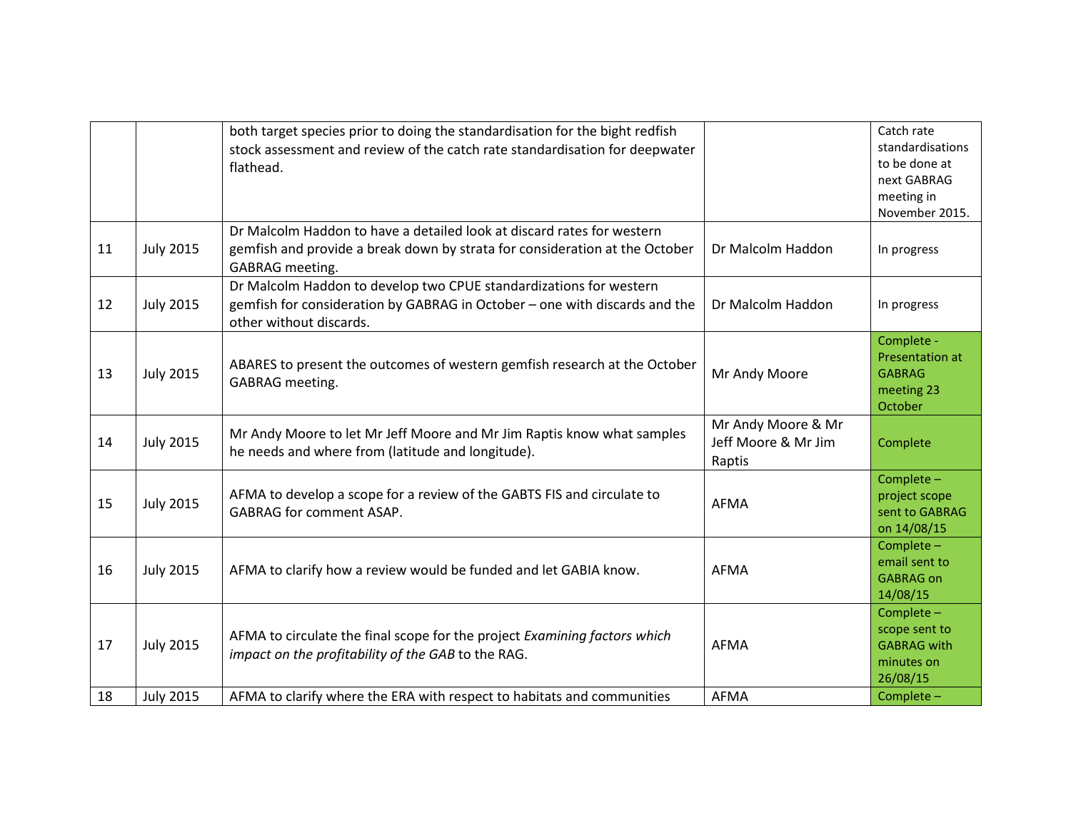| | | | | |
|---|---|---|---|---|
| | | both target species prior to doing the standardisation for the bight redfish stock assessment and review of the catch rate standardisation for deepwater flathead. | | Catch rate standardisations to be done at next GABRAG meeting in November 2015. |
| 11 | July 2015 | Dr Malcolm Haddon to have a detailed look at discard rates for western gemfish and provide a break down by strata for consideration at the October GABRAG meeting. | Dr Malcolm Haddon | In progress |
| 12 | July 2015 | Dr Malcolm Haddon to develop two CPUE standardizations for western gemfish for consideration by GABRAG in October – one with discards and the other without discards. | Dr Malcolm Haddon | In progress |
| 13 | July 2015 | ABARES to present the outcomes of western gemfish research at the October GABRAG meeting. | Mr Andy Moore | Complete - Presentation at GABRAG meeting 23 October |
| 14 | July 2015 | Mr Andy Moore to let Mr Jeff Moore and Mr Jim Raptis know what samples he needs and where from (latitude and longitude). | Mr Andy Moore & Mr Jeff Moore & Mr Jim Raptis | Complete |
| 15 | July 2015 | AFMA to develop a scope for a review of the GABTS FIS and circulate to GABRAG for comment ASAP. | AFMA | Complete – project scope sent to GABRAG on 14/08/15 |
| 16 | July 2015 | AFMA to clarify how a review would be funded and let GABIA know. | AFMA | Complete – email sent to GABRAG on 14/08/15 |
| 17 | July 2015 | AFMA to circulate the final scope for the project *Examining factors which impact on the profitability of the GAB* to the RAG. | AFMA | Complete – scope sent to GABRAG with minutes on 26/08/15 |
| 18 | July 2015 | AFMA to clarify where the ERA with respect to habitats and communities | AFMA | Complete – |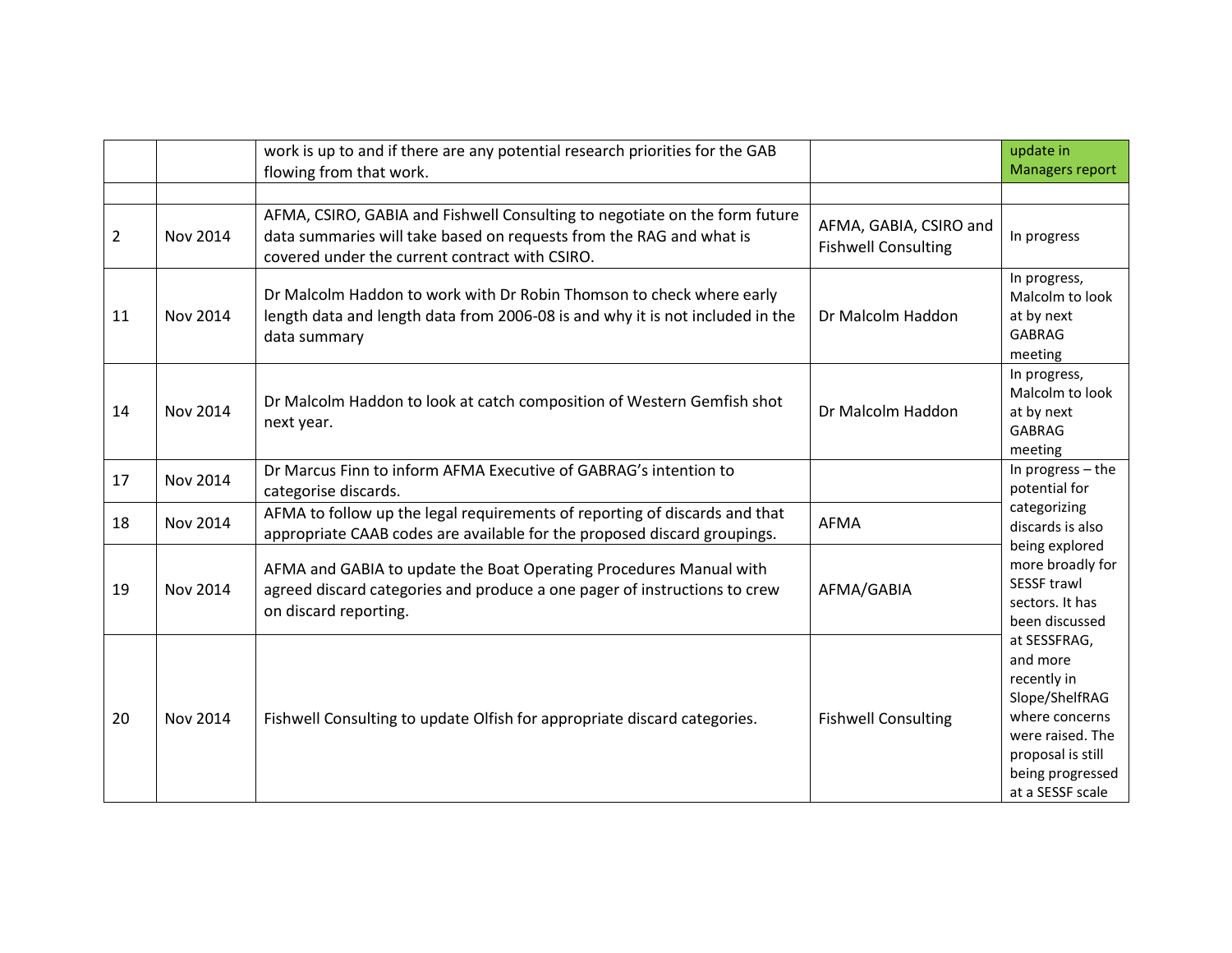| | | | | |
|---|---|---|---|---|
| | | work is up to and if there are any potential research priorities for the GAB flowing from that work. | | update in Managers report |
| | | | | |
| 2 | Nov 2014 | AFMA, CSIRO, GABIA and Fishwell Consulting to negotiate on the form future data summaries will take based on requests from the RAG and what is covered under the current contract with CSIRO. | AFMA, GABIA, CSIRO and Fishwell Consulting | In progress |
| 11 | Nov 2014 | Dr Malcolm Haddon to work with Dr Robin Thomson to check where early length data and length data from 2006-08 is and why it is not included in the data summary | Dr Malcolm Haddon | In progress, Malcolm to look at by next GABRAG meeting |
| 14 | Nov 2014 | Dr Malcolm Haddon to look at catch composition of Western Gemfish shot next year. | Dr Malcolm Haddon | In progress, Malcolm to look at by next GABRAG meeting |
| 17 | Nov 2014 | Dr Marcus Finn to inform AFMA Executive of GABRAG's intention to categorise discards. | | In progress – the potential for categorizing discards is also being explored more broadly for SESSF trawl sectors. It has been discussed at SESSFRAG, and more recently in Slope/ShelfRAG where concerns were raised. The proposal is still being progressed at a SESSF scale |
| 18 | Nov 2014 | AFMA to follow up the legal requirements of reporting of discards and that appropriate CAAB codes are available for the proposed discard groupings. | AFMA | |
| 19 | Nov 2014 | AFMA and GABIA to update the Boat Operating Procedures Manual with agreed discard categories and produce a one pager of instructions to crew on discard reporting. | AFMA/GABIA | |
| 20 | Nov 2014 | Fishwell Consulting to update Olfish for appropriate discard categories. | Fishwell Consulting | |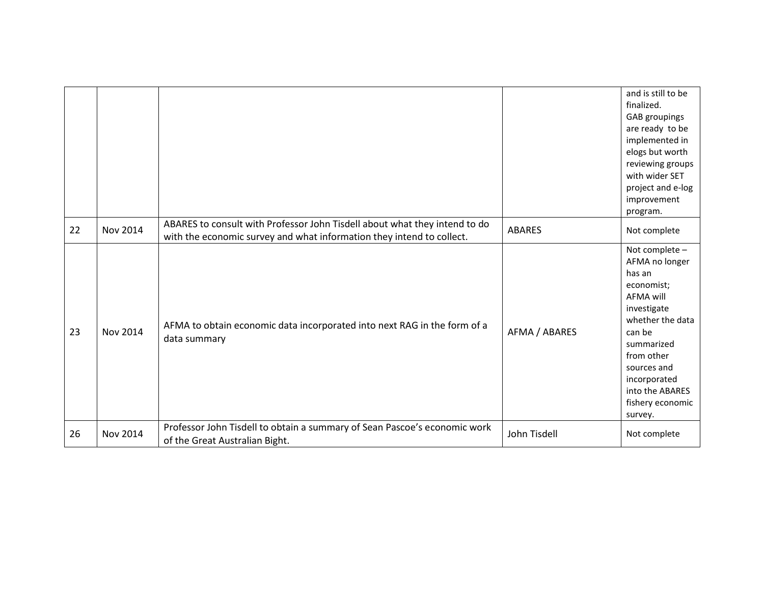| | | | | |
|---|---|---|---|---|
| | | | | and is still to be finalized. GAB groupings are ready to be implemented in elogs but worth reviewing groups with wider SET project and e-log improvement program. |
| 22 | Nov 2014 | ABARES to consult with Professor John Tisdell about what they intend to do with the economic survey and what information they intend to collect. | ABARES | Not complete |
| 23 | Nov 2014 | AFMA to obtain economic data incorporated into next RAG in the form of a data summary | AFMA / ABARES | Not complete – AFMA no longer has an economist; AFMA will investigate whether the data can be summarized from other sources and incorporated into the ABARES fishery economic survey. |
| 26 | Nov 2014 | Professor John Tisdell to obtain a summary of Sean Pascoe's economic work of the Great Australian Bight. | John Tisdell | Not complete |